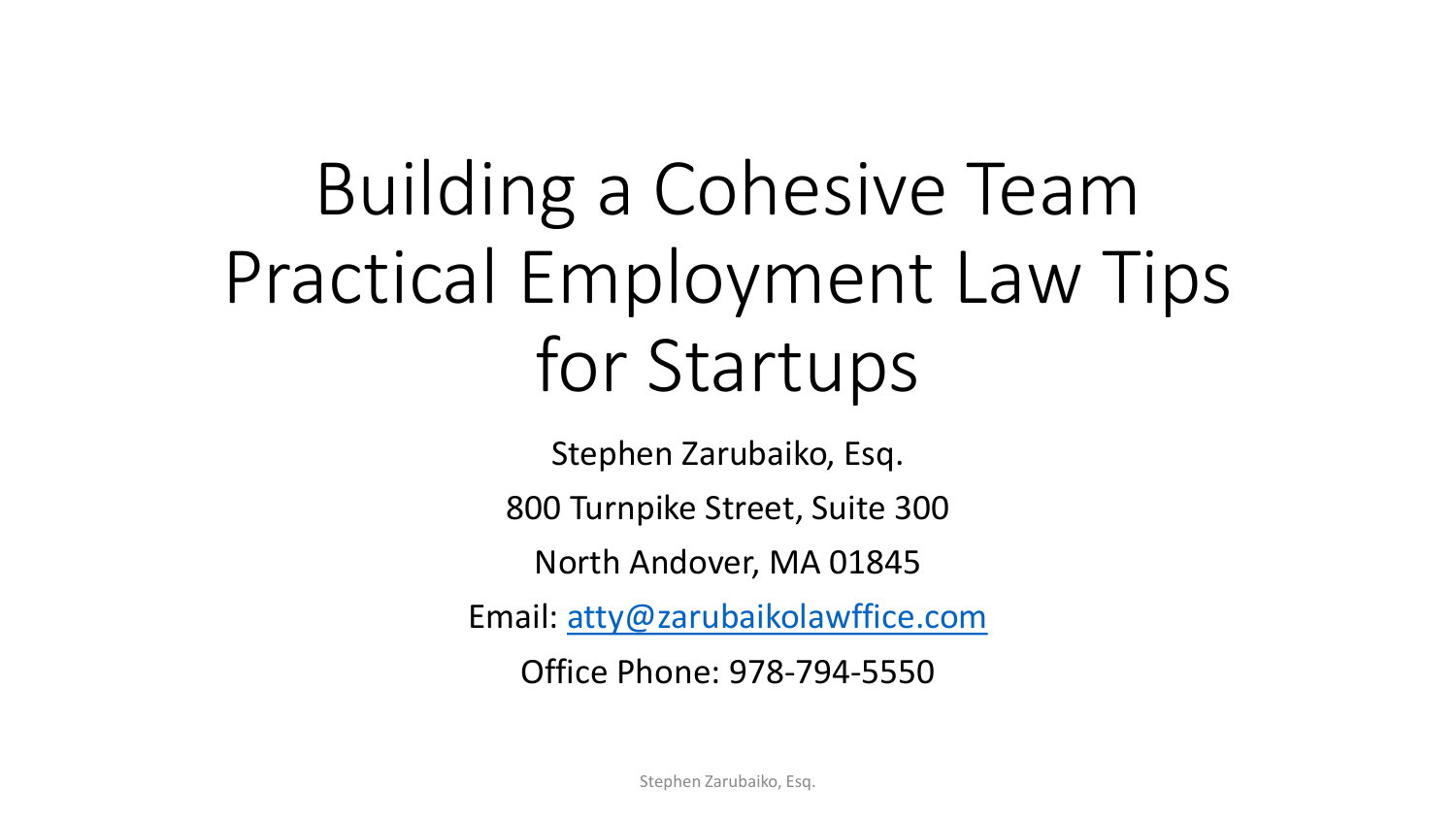# Building a Cohesive Team Practical Employment Law Tips for Startups

Stephen Zarubaiko, Esq.

800 Turnpike Street, Suite 300

North Andover, MA 01845

Email: atty@zarubaikolawffice.com

Office Phone: 978-794-5550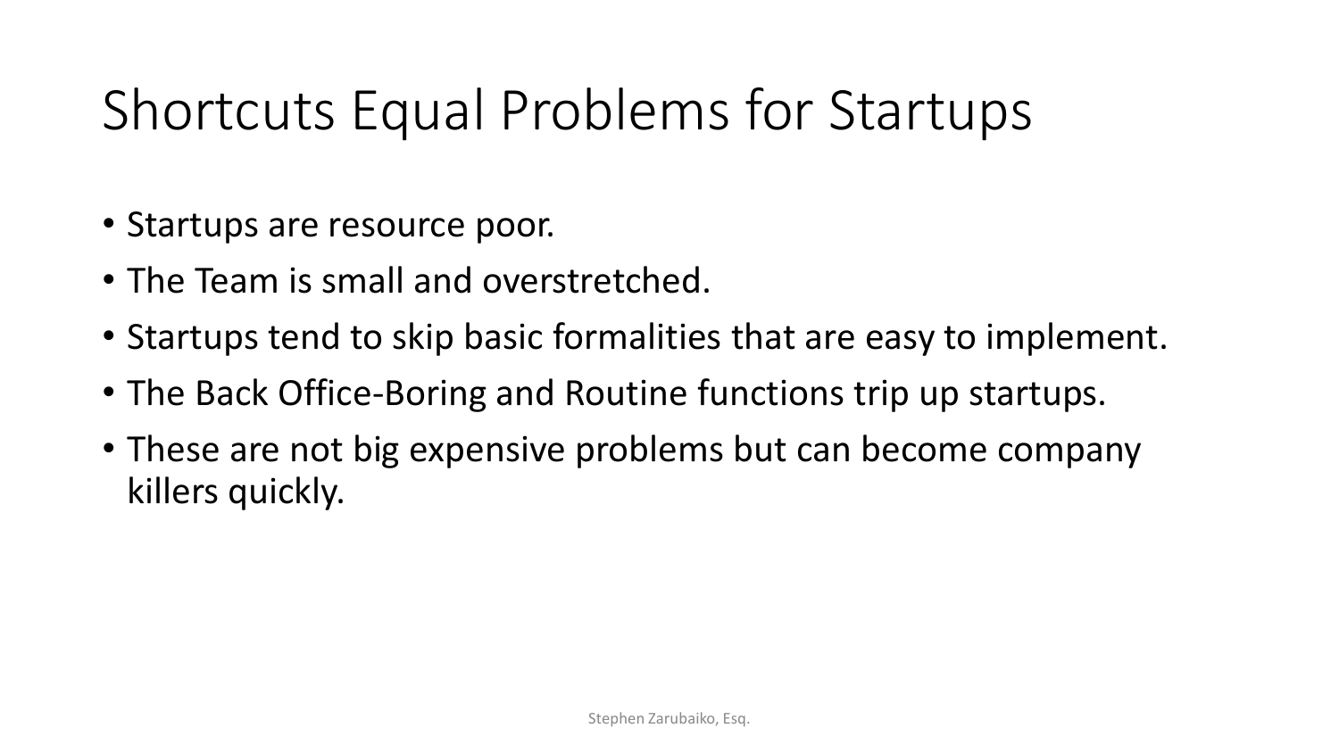# Shortcuts Equal Problems for Startups

- Startups are resource poor.
- The Team is small and overstretched.
- Startups tend to skip basic formalities that are easy to implement.
- The Back Office-Boring and Routine functions trip up startups.
- These are not big expensive problems but can become company killers quickly.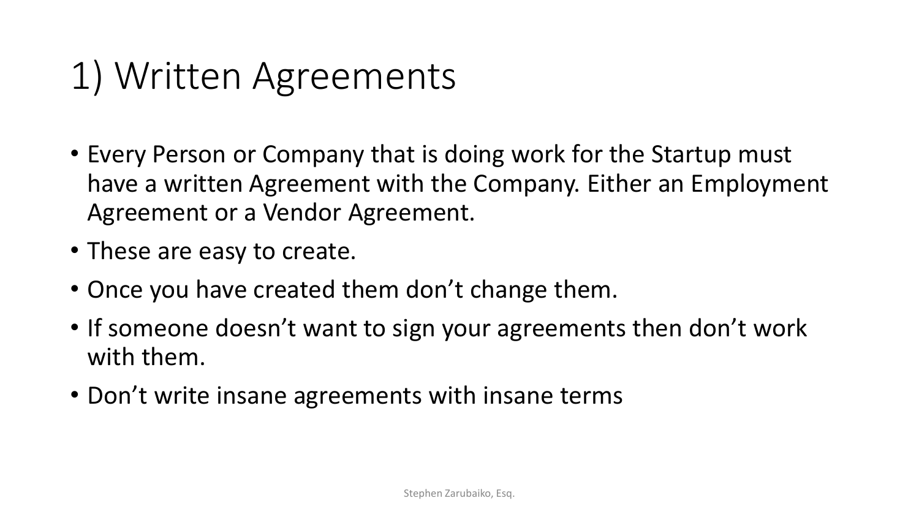# 1) Written Agreements

- Every Person or Company that is doing work for the Startup must have a written Agreement with the Company. Either an Employment Agreement or a Vendor Agreement.
- These are easy to create.
- Once you have created them don't change them.
- If someone doesn't want to sign your agreements then don't work with them.
- Don't write insane agreements with insane terms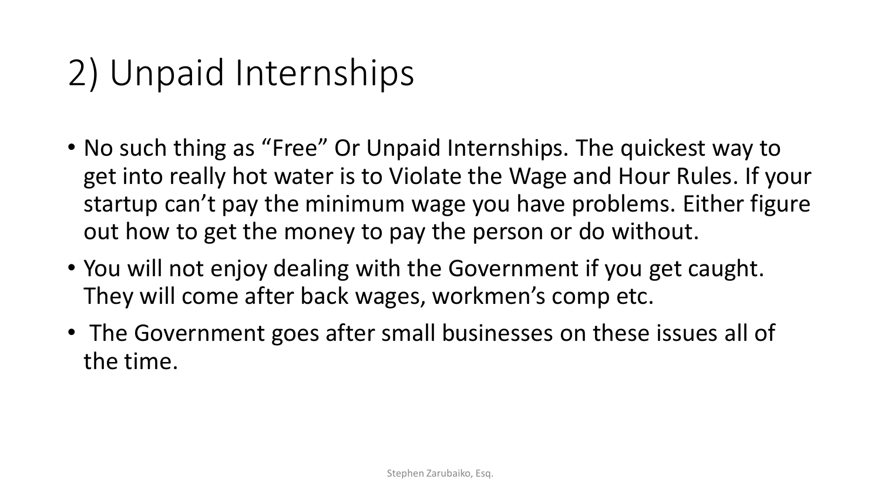# 2) Unpaid Internships

- No such thing as "Free" Or Unpaid Internships. The quickest way to get into really hot water is to Violate the Wage and Hour Rules. If your startup can't pay the minimum wage you have problems. Either figure out how to get the money to pay the person or do without.
- You will not enjoy dealing with the Government if you get caught. They will come after back wages, workmen's comp etc.
- The Government goes after small businesses on these issues all of the time.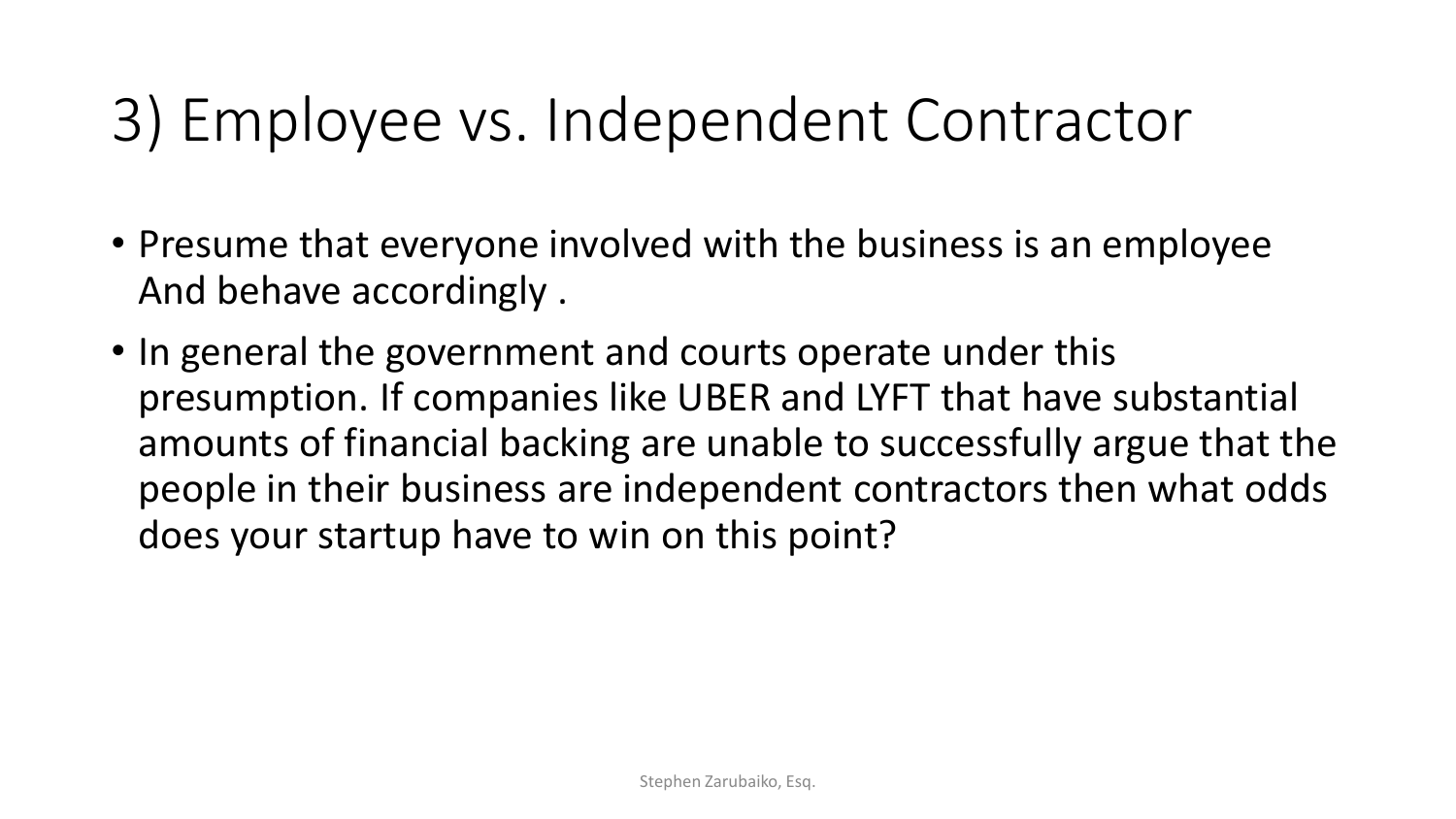# 3) Employee vs. Independent Contractor

- Presume that everyone involved with the business is an employee And behave accordingly .
- In general the government and courts operate under this presumption. If companies like UBER and LYFT that have substantial amounts of financial backing are unable to successfully argue that the people in their business are independent contractors then what odds does your startup have to win on this point?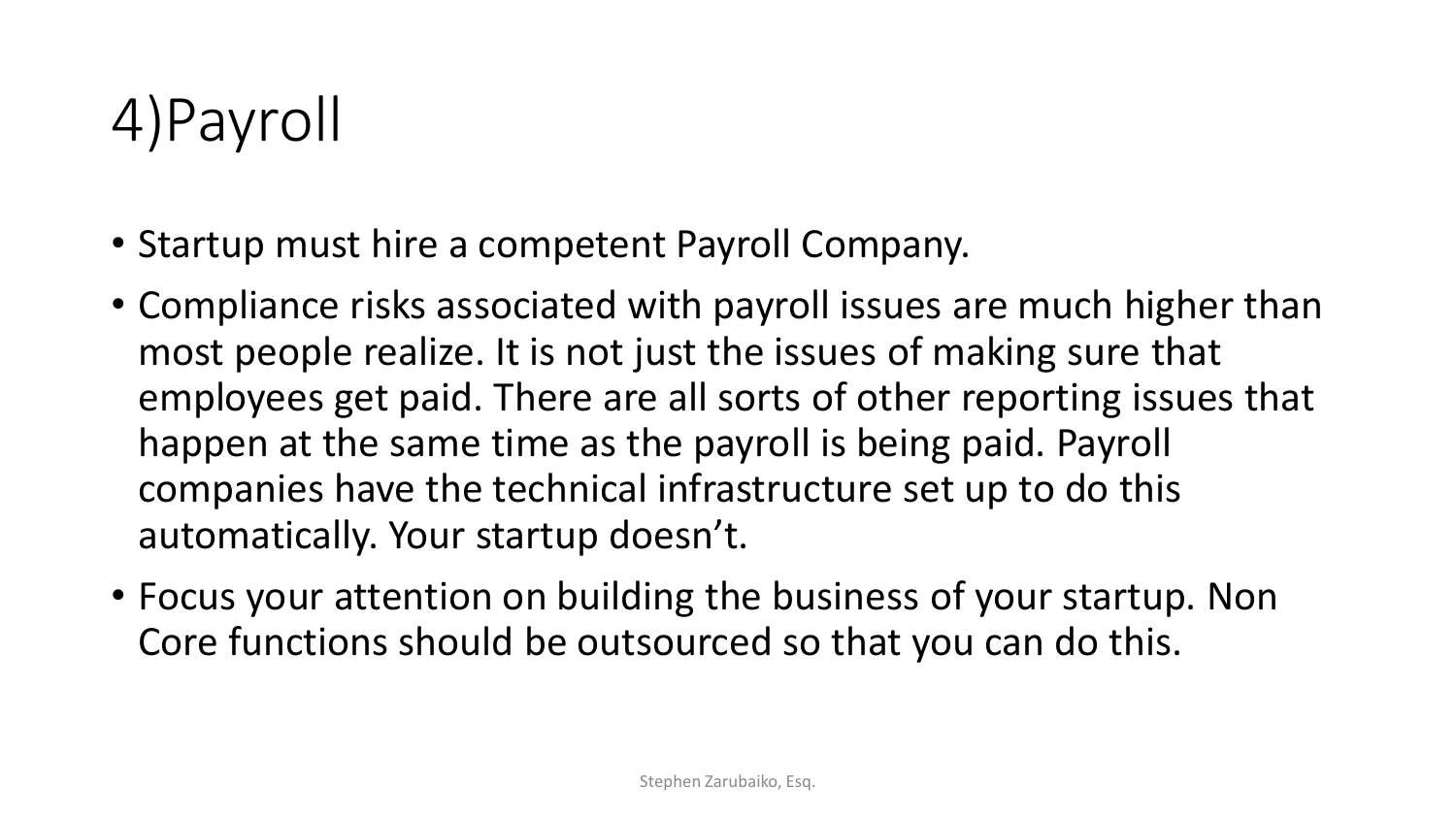# 4)Payroll

- Startup must hire a competent Payroll Company.
- Compliance risks associated with payroll issues are much higher than most people realize. It is not just the issues of making sure that employees get paid. There are all sorts of other reporting issues that happen at the same time as the payroll is being paid. Payroll companies have the technical infrastructure set up to do this automatically. Your startup doesn't.
- Focus your attention on building the business of your startup. Non Core functions should be outsourced so that you can do this.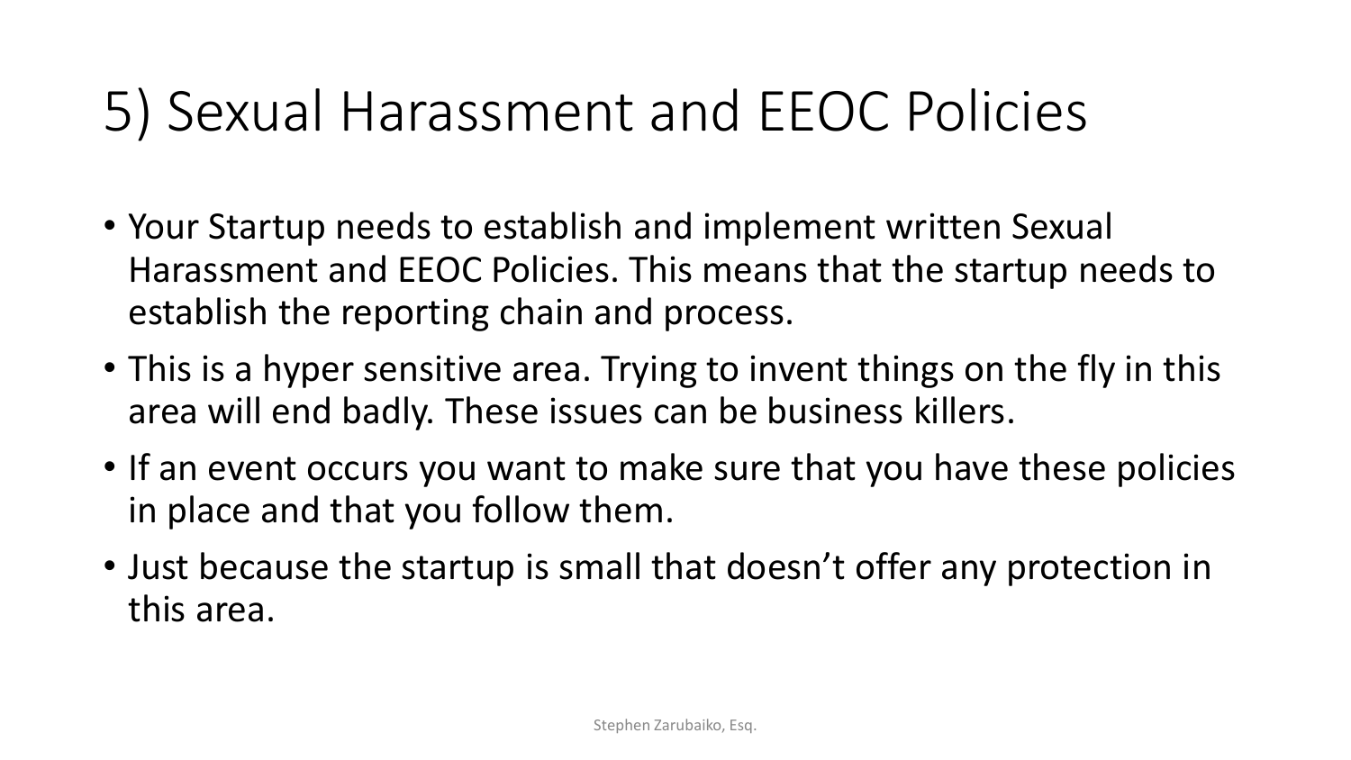# 5) Sexual Harassment and EEOC Policies

- Your Startup needs to establish and implement written Sexual Harassment and EEOC Policies. This means that the startup needs to establish the reporting chain and process.
- This is a hyper sensitive area. Trying to invent things on the fly in this area will end badly. These issues can be business killers.
- If an event occurs you want to make sure that you have these policies in place and that you follow them.
- Just because the startup is small that doesn't offer any protection in this area.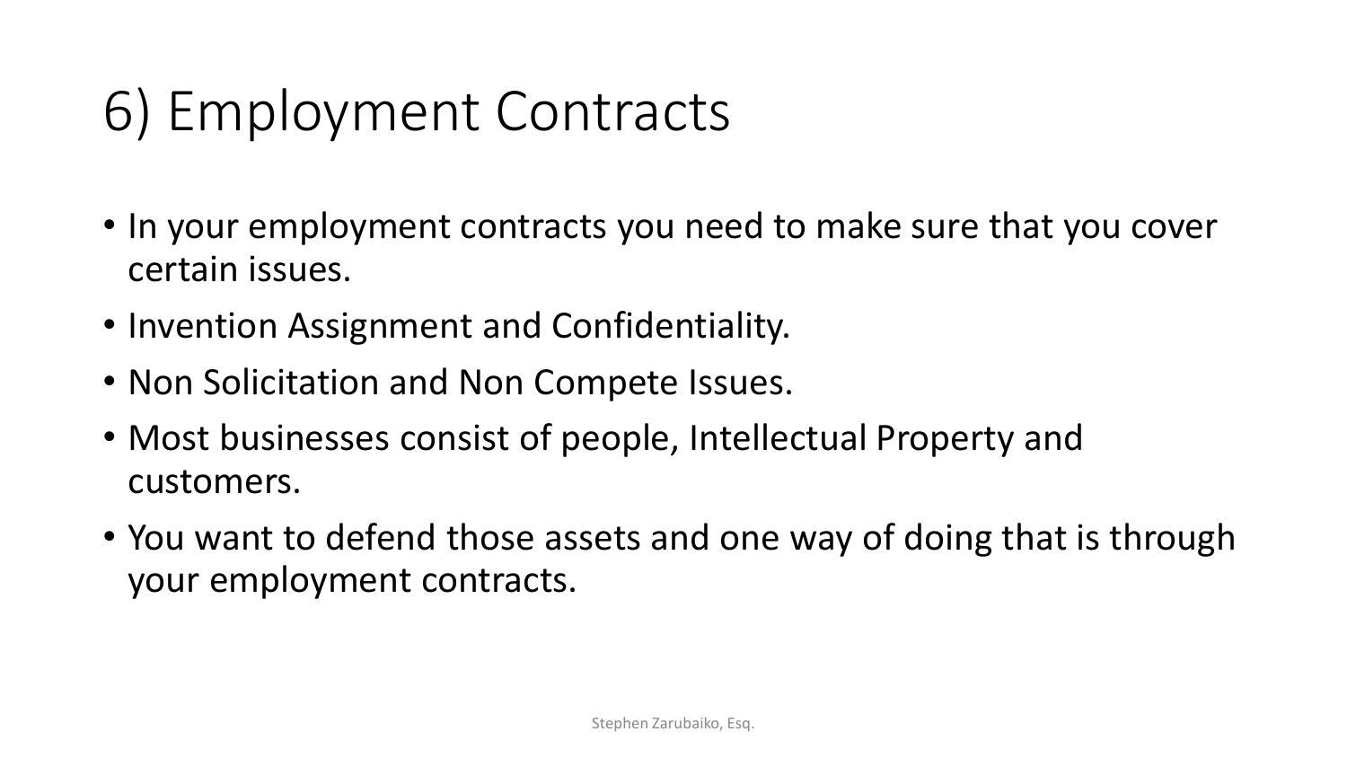# 6) Employment Contracts

- In your employment contracts you need to make sure that you cover certain issues.
- Invention Assignment and Confidentiality.
- Non Solicitation and Non Compete Issues.
- Most businesses consist of people, Intellectual Property and customers.
- You want to defend those assets and one way of doing that is through your employment contracts.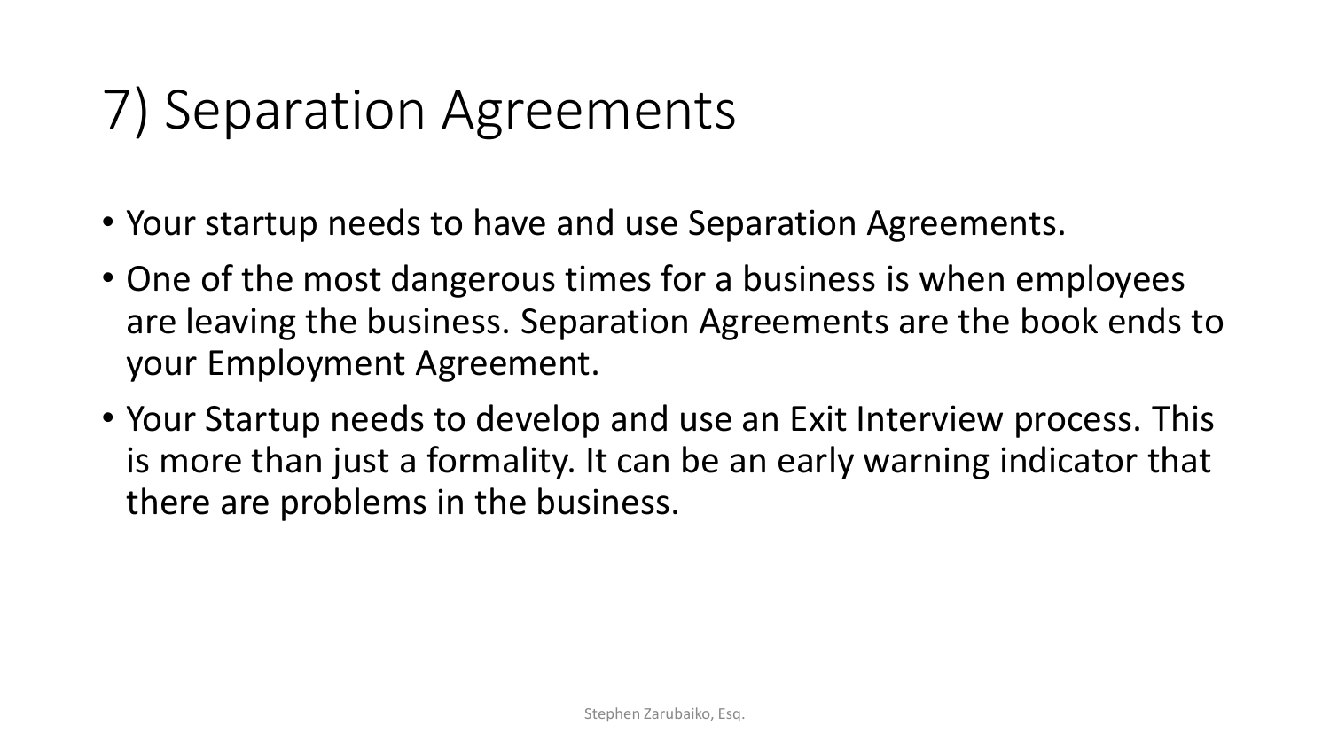# 7) Separation Agreements

- Your startup needs to have and use Separation Agreements.
- One of the most dangerous times for a business is when employees are leaving the business. Separation Agreements are the book ends to your Employment Agreement.
- Your Startup needs to develop and use an Exit Interview process. This is more than just a formality. It can be an early warning indicator that there are problems in the business.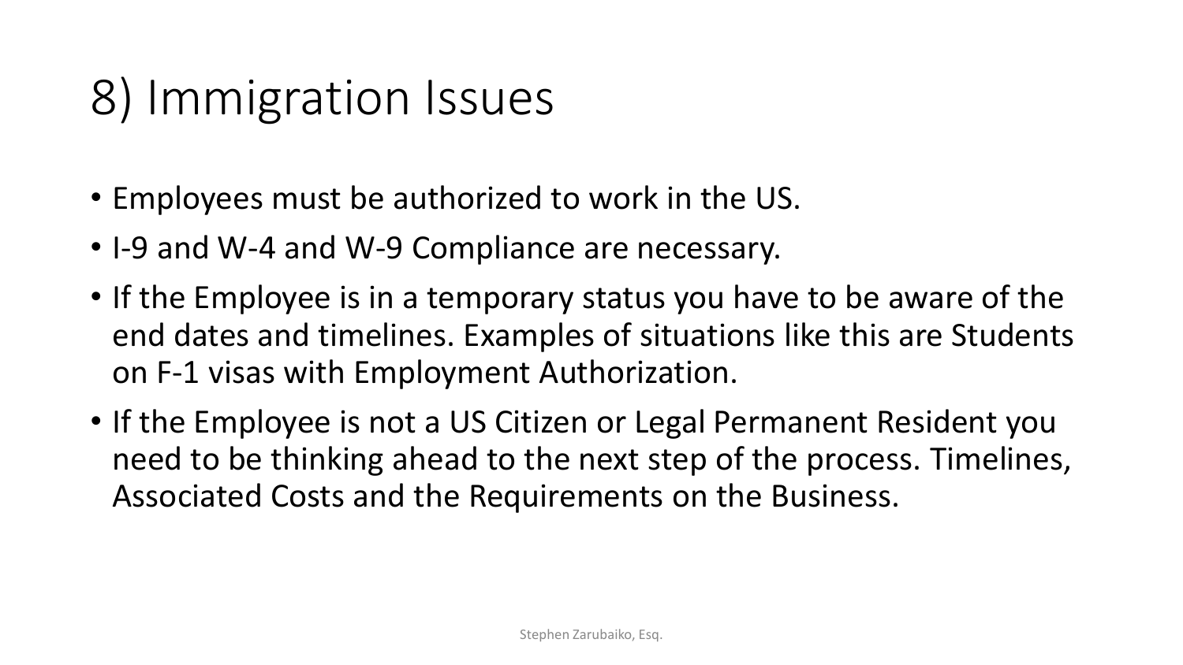# 8) Immigration Issues

- Employees must be authorized to work in the US.
- I-9 and W-4 and W-9 Compliance are necessary.
- If the Employee is in a temporary status you have to be aware of the end dates and timelines. Examples of situations like this are Students on F-1 visas with Employment Authorization.
- If the Employee is not a US Citizen or Legal Permanent Resident you need to be thinking ahead to the next step of the process. Timelines, Associated Costs and the Requirements on the Business.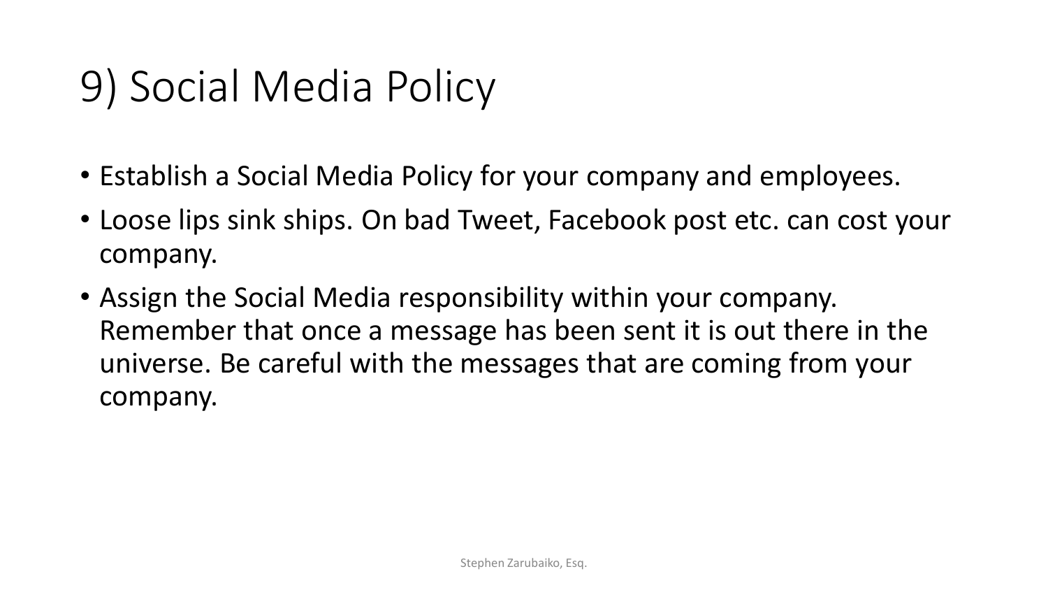# 9) Social Media Policy

- Establish a Social Media Policy for your company and employees.
- Loose lips sink ships. On bad Tweet, Facebook post etc. can cost your company.
- Assign the Social Media responsibility within your company. Remember that once a message has been sent it is out there in the universe. Be careful with the messages that are coming from your company.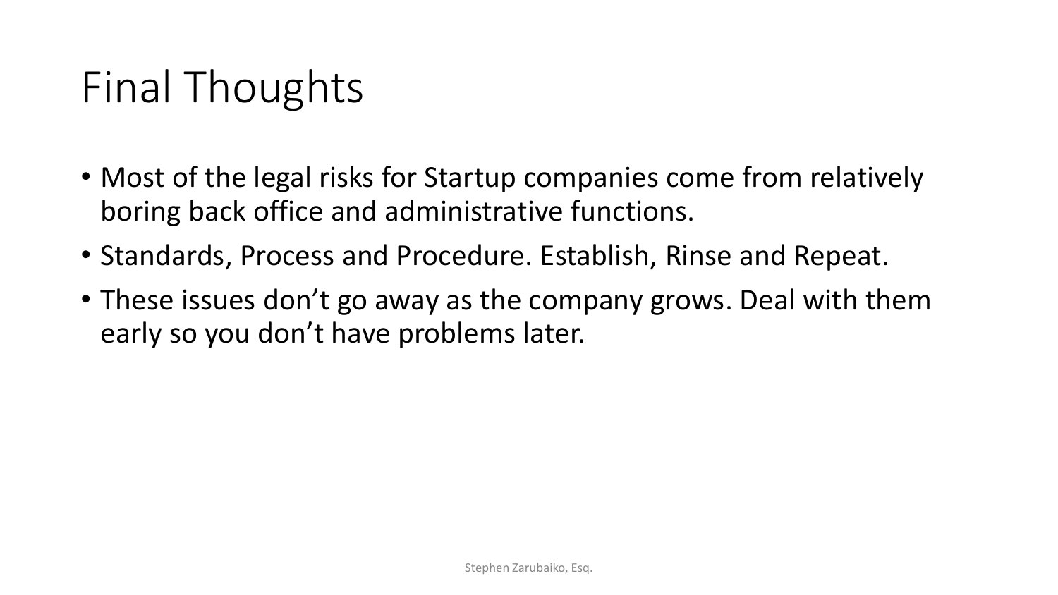# Final Thoughts

- Most of the legal risks for Startup companies come from relatively boring back office and administrative functions.
- Standards, Process and Procedure. Establish, Rinse and Repeat.
- These issues don't go away as the company grows. Deal with them early so you don't have problems later.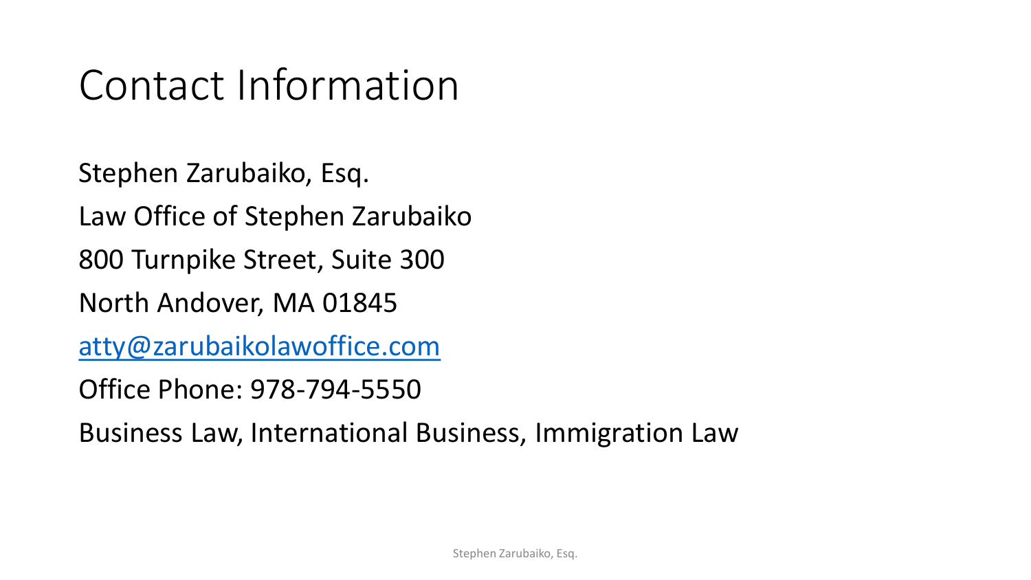# Contact Information

Stephen Zarubaiko, Esq.

Law Office of Stephen Zarubaiko

800 Turnpike Street, Suite 300

North Andover, MA 01845

atty@zarubaikolawoffice.com

Office Phone: 978-794-5550

Business Law, International Business, Immigration Law